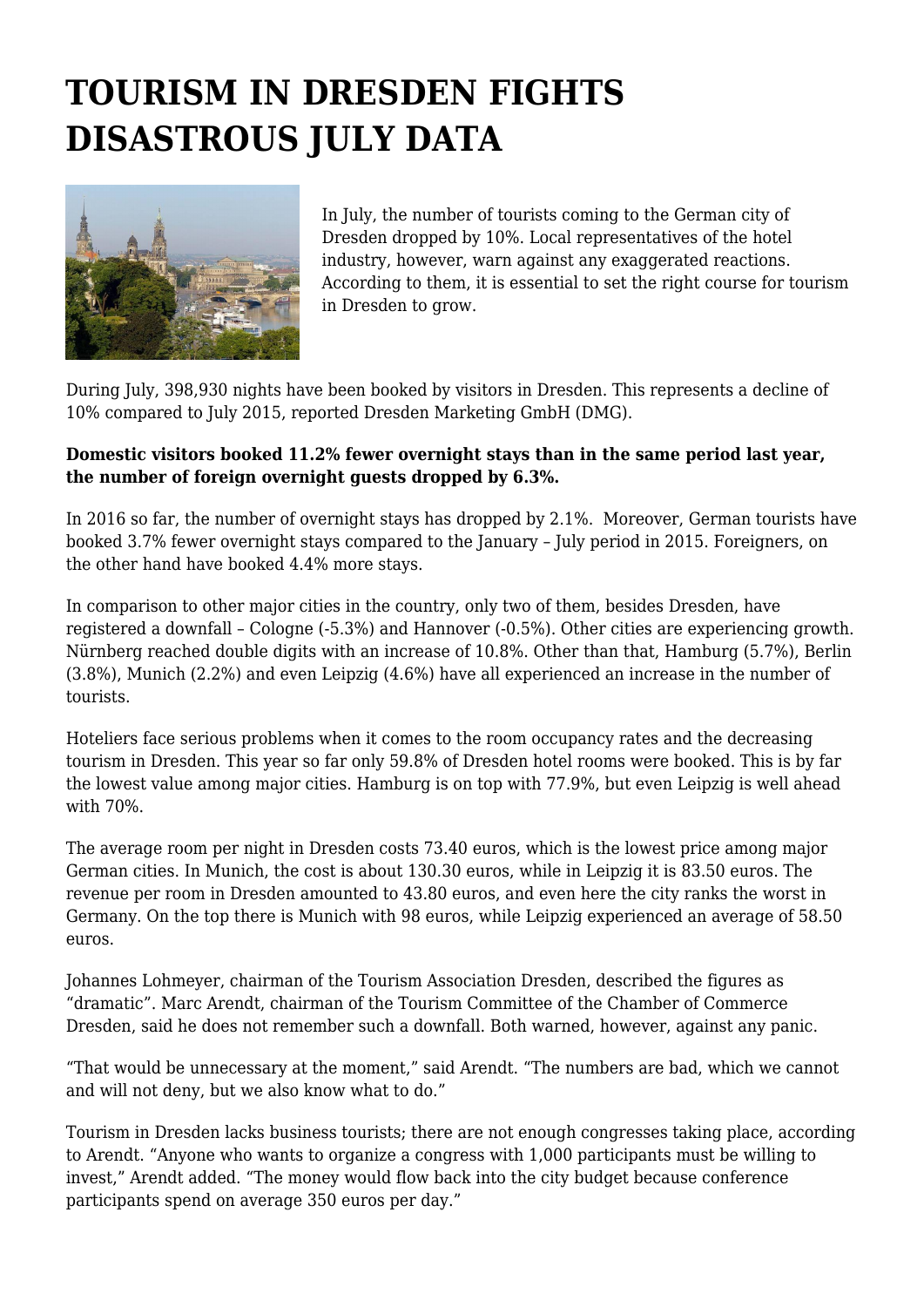# TOURISM IN DRESDEN FIGHTS DISASTROUS JULY DATA

In July, the number of tourists coming to the German city of Dresden dropped by 10%. Local representatives of the hotel industry, however, warn against any exaggerated reactions. According to them, it is essential to set the right course for tourism in Dresden to grow.

During July, 398,930 nights have been booked by visitors in Dresden. This represents a decline of 10% compared to July 2015, reported Dresden Marketing GmbH (DMG).

**Domestic visitors booked 11.2% fewer overnight stays than in the same period last year, the number of foreign overnight guests dropped by 6.3%.**

In 2016 so far, the number of overnight stays has dropped by 2.1%. Moreover, German tourists have booked 3.7% fewer overnight stays compared to the January – July period in 2015. Foreigners, on the other hand have booked 4.4% more stays.

In comparison to other major cities in the country, only two of them, besides Dresden, have registered a downfall – Cologne (-5.3%) and Hannover (-0.5%). Other cities are experiencing growth. Nürnberg reached double digits with an increase of 10.8%. Other than that, Hamburg (5.7%), Berlin (3.8%), Munich (2.2%) and even Leipzig (4.6%) have all experienced an increase in the number of tourists.

Hoteliers face serious problems when it comes to the room occupancy rates and the decreasing tourism in Dresden. This year so far only 59.8% of Dresden hotel rooms were booked. This is by far the lowest value among major cities. Hamburg is on top with 77.9%, but even Leipzig is well ahead with 70%.

The average room per night in Dresden costs 73.40 euros, which is the lowest price among major German cities. In Munich, the cost is about 130.30 euros, while in Leipzig it is 83.50 euros. The revenue per room in Dresden amounted to 43.80 euros, and even here the city ranks the worst in Germany. On the top there is Munich with 98 euros, while Leipzig experienced an average of 58.50 euros.

Johannes Lohmeyer, chairman of the Tourism Association Dresden, described the figures as "dramatic". Marc Arendt, chairman of the Tourism Committee of the Chamber of Commerce Dresden, said he does not remember such a downfall. Both warned, however, against any panic.

"That would be unnecessary at the moment," said Arendt. "The numbers are bad, which we cannot and will not deny, but we also know what to do."

Tourism in Dresden lacks business tourists; there are not enough congresses taking place, according to Arendt. "Anyone who wants to organize a congress with 1,000 participants must be willing to invest," Arendt added. "The money would flow back into the city budget because conference participants spend on average 350 euros per day."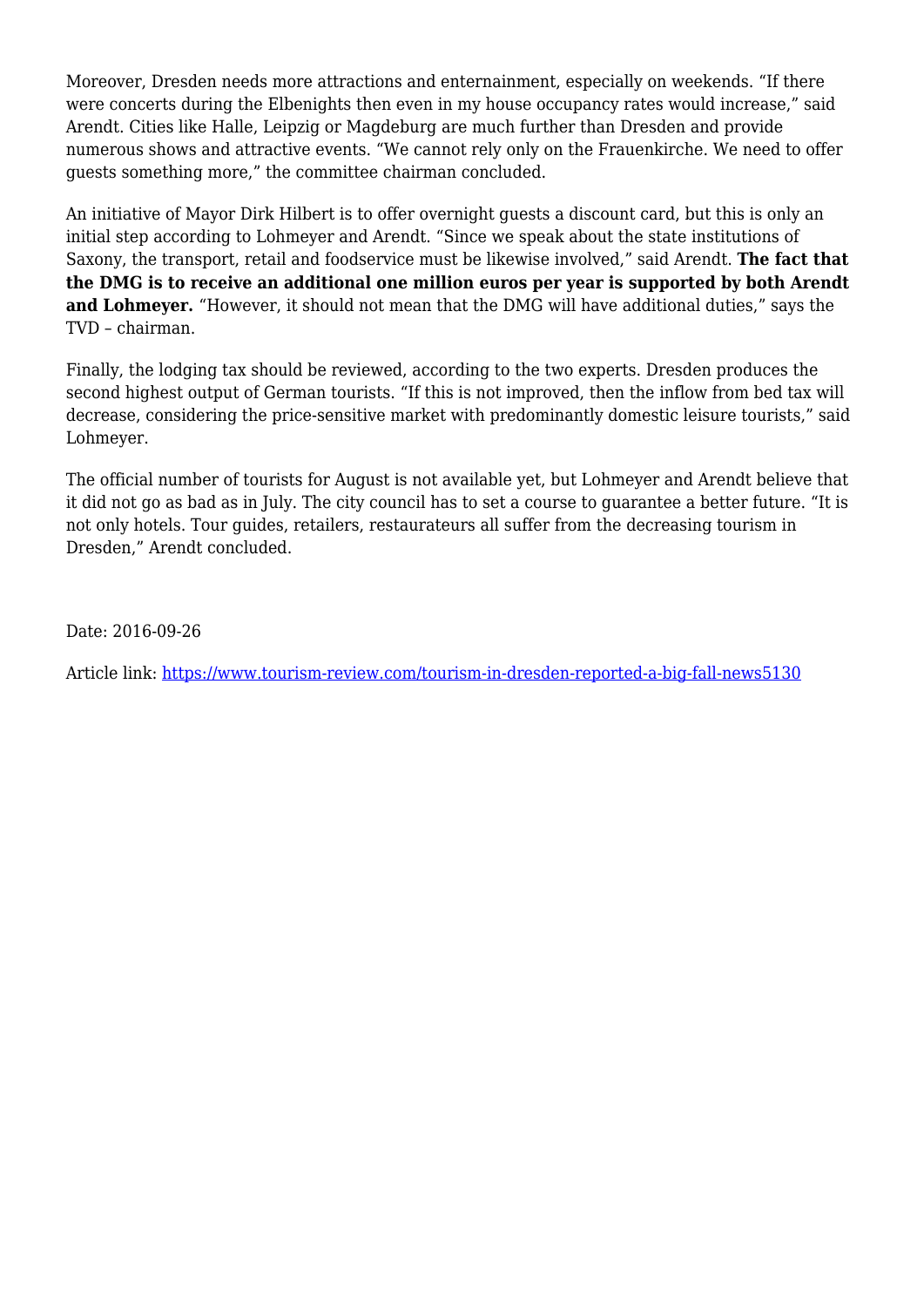Moreover, Dresden needs more attractions and enternainment, especially on weekends. “If there were concerts during the Elbenights then even in my house occupancy rates would increase,” said Arendt. Cities like Halle, Leipzig or Magdeburg are much further than Dresden and provide numerous shows and attractive events. “We cannot rely only on the Frauenkirche. We need to offer guests something more,” the committee chairman concluded.

An initiative of Mayor Dirk Hilbert is to offer overnight guests a discount card, but this is only an initial step according to Lohmeyer and Arendt. “Since we speak about the state institutions of Saxony, the transport, retail and foodservice must be likewise involved,” said Arendt. **The fact that the DMG is to receive an additional one million euros per year is supported by both Arendt and Lohmeyer.** “However, it should not mean that the DMG will have additional duties,” says the TVD – chairman.

Finally, the lodging tax should be reviewed, according to the two experts. Dresden produces the second highest output of German tourists. “If this is not improved, then the inflow from bed tax will decrease, considering the price-sensitive market with predominantly domestic leisure tourists,” said Lohmeyer.

The official number of tourists for August is not available yet, but Lohmeyer and Arendt believe that it did not go as bad as in July. The city council has to set a course to guarantee a better future. “It is not only hotels. Tour guides, retailers, restaurateurs all suffer from the decreasing tourism in Dresden,” Arendt concluded.

Date: 2016-09-26

Article link: [https://www.tourism-review.com/tourism-in-dresden-reported-a-big-fall-news5130](https://www.tourism-review.com/tourism-in-dresden-reported-a-big-fall-news5130)